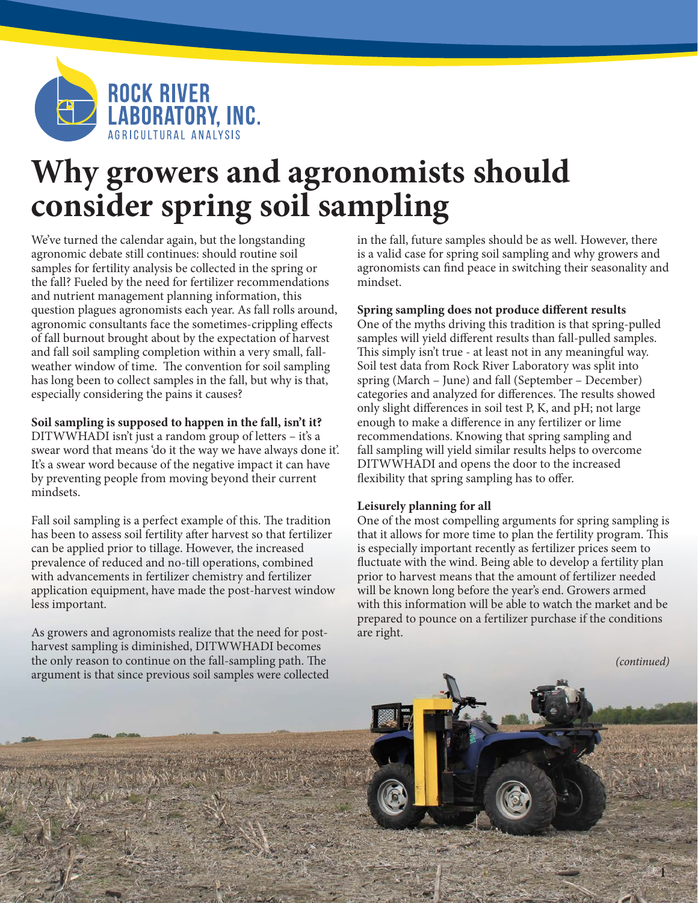# Why growers and agronomists should consider spring soil sampling

We've turned the calendar again, but the longstanding agronomic debate still continues: should routine soil samples for fertility analysis be collected in the spring or the fall? Fueled by the need for fertilizer recommendations and nutrient management planning information, this question plagues agronomists each year. As fall rolls around, agronomic consultants face the sometimes-crippling effects of fall burnout brought about by the expectation of harvest and fall soil sampling completion within a very small, fall-weather window of time. The convention for soil sampling has long been to collect samples in the fall, but why is that, especially considering the pains it causes?

**Soil sampling is supposed to happen in the fall, isn't it?**
DITWWHADI isn't just a random group of letters – it's a swear word that means 'do it the way we have always done it'. It's a swear word because of the negative impact it can have by preventing people from moving beyond their current mindsets.

Fall soil sampling is a perfect example of this. The tradition has been to assess soil fertility after harvest so that fertilizer can be applied prior to tillage. However, the increased prevalence of reduced and no-till operations, combined with advancements in fertilizer chemistry and fertilizer application equipment, have made the post-harvest window less important.

As growers and agronomists realize that the need for post-harvest sampling is diminished, DITWWHADI becomes the only reason to continue on the fall-sampling path. The argument is that since previous soil samples were collected in the fall, future samples should be as well. However, there is a valid case for spring soil sampling and why growers and agronomists can find peace in switching their seasonality and mindset.

**Spring sampling does not produce different results**
One of the myths driving this tradition is that spring-pulled samples will yield different results than fall-pulled samples. This simply isn't true - at least not in any meaningful way. Soil test data from Rock River Laboratory was split into spring (March – June) and fall (September – December) categories and analyzed for differences. The results showed only slight differences in soil test P, K, and pH; not large enough to make a difference in any fertilizer or lime recommendations. Knowing that spring sampling and fall sampling will yield similar results helps to overcome DITWWHADI and opens the door to the increased flexibility that spring sampling has to offer.

**Leisurely planning for all**
One of the most compelling arguments for spring sampling is that it allows for more time to plan the fertility program. This is especially important recently as fertilizer prices seem to fluctuate with the wind. Being able to develop a fertility plan prior to harvest means that the amount of fertilizer needed will be known long before the year's end. Growers armed with this information will be able to watch the market and be prepared to pounce on a fertilizer purchase if the conditions are right.

*(continued)*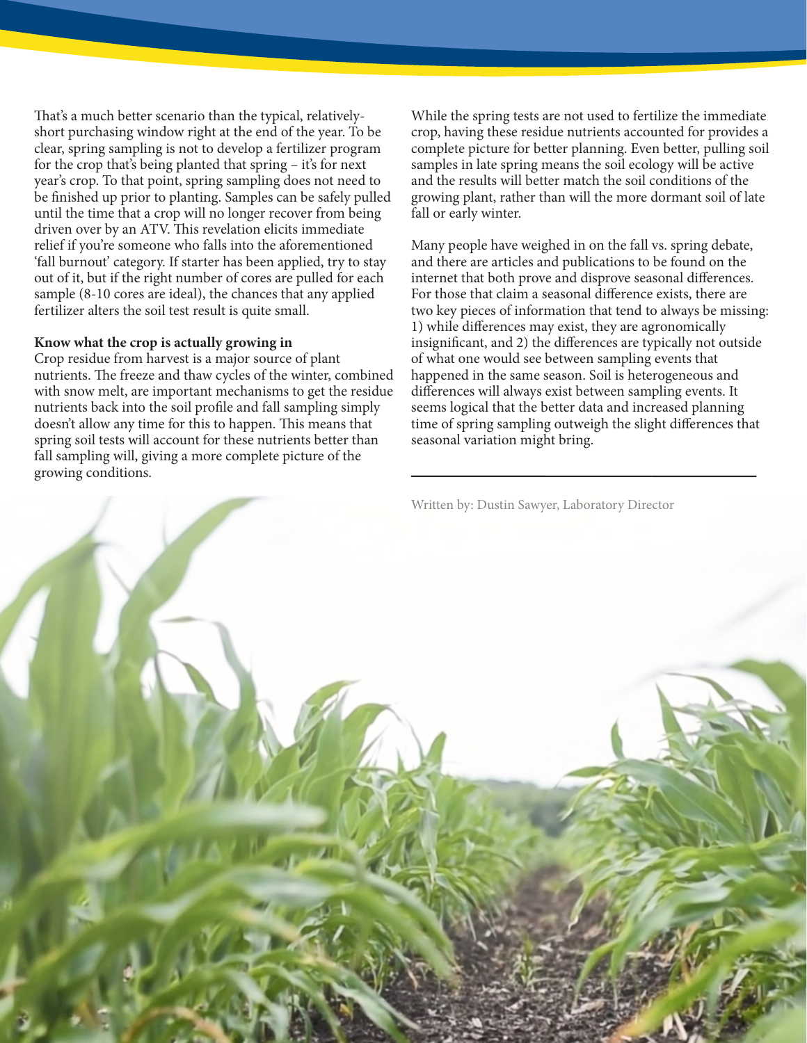That's a much better scenario than the typical, relatively-short purchasing window right at the end of the year. To be clear, spring sampling is not to develop a fertilizer program for the crop that's being planted that spring – it's for next year's crop. To that point, spring sampling does not need to be finished up prior to planting. Samples can be safely pulled until the time that a crop will no longer recover from being driven over by an ATV. This revelation elicits immediate relief if you're someone who falls into the aforementioned 'fall burnout' category. If starter has been applied, try to stay out of it, but if the right number of cores are pulled for each sample (8-10 cores are ideal), the chances that any applied fertilizer alters the soil test result is quite small.

**Know what the crop is actually growing in**

Crop residue from harvest is a major source of plant nutrients. The freeze and thaw cycles of the winter, combined with snow melt, are important mechanisms to get the residue nutrients back into the soil profile and fall sampling simply doesn't allow any time for this to happen. This means that spring soil tests will account for these nutrients better than fall sampling will, giving a more complete picture of the growing conditions.

While the spring tests are not used to fertilize the immediate crop, having these residue nutrients accounted for provides a complete picture for better planning. Even better, pulling soil samples in late spring means the soil ecology will be active and the results will better match the soil conditions of the growing plant, rather than will the more dormant soil of late fall or early winter.

Many people have weighed in on the fall vs. spring debate, and there are articles and publications to be found on the internet that both prove and disprove seasonal differences. For those that claim a seasonal difference exists, there are two key pieces of information that tend to always be missing: 1) while differences may exist, they are agronomically insignificant, and 2) the differences are typically not outside of what one would see between sampling events that happened in the same season. Soil is heterogeneous and differences will always exist between sampling events. It seems logical that the better data and increased planning time of spring sampling outweigh the slight differences that seasonal variation might bring.

---

Written by: Dustin Sawyer, Laboratory Director